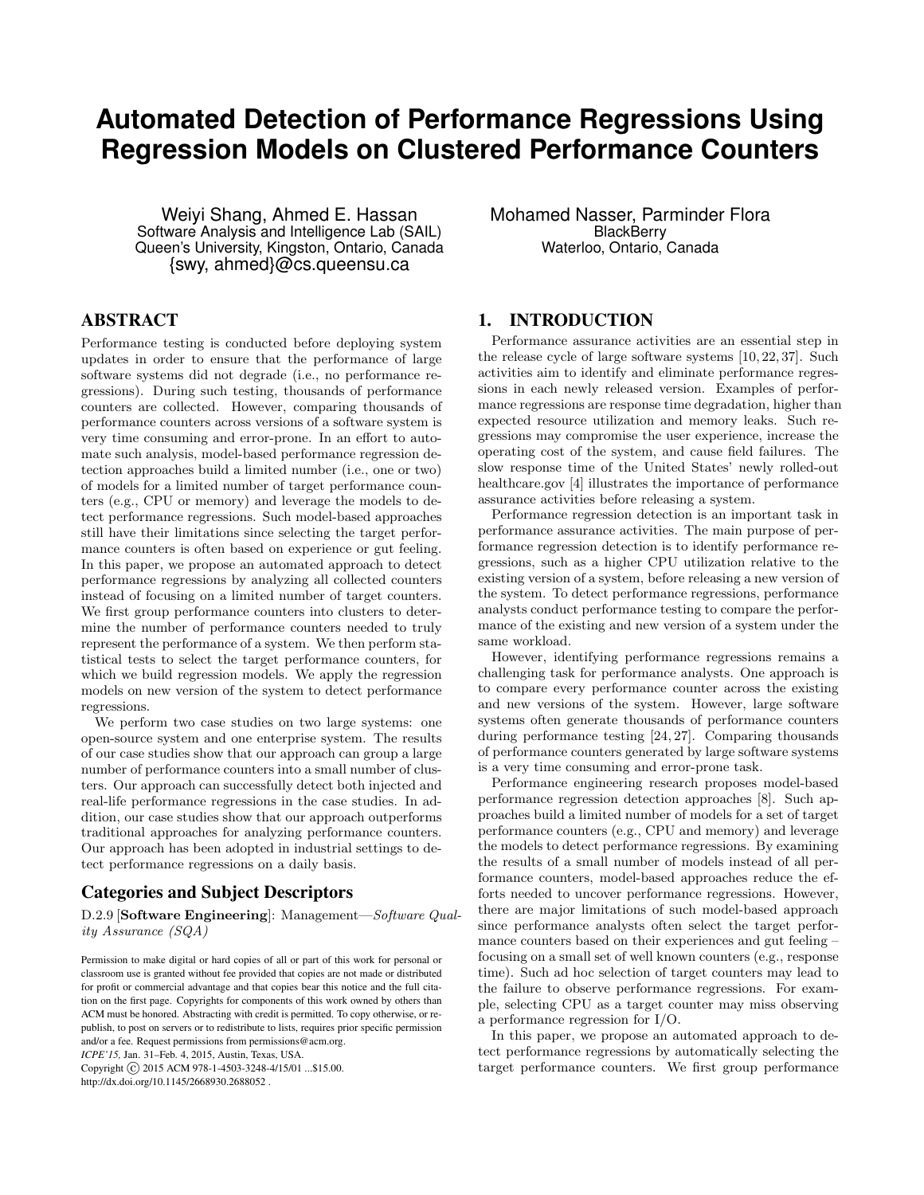# Automated Detection of Performance Regressions Using Regression Models on Clustered Performance Counters

Weiyi Shang, Ahmed E. Hassan
Software Analysis and Intelligence Lab (SAIL)
Queen's University, Kingston, Ontario, Canada
{swy, ahmed}@cs.queensu.ca

Mohamed Nasser, Parminder Flora
BlackBerry
Waterloo, Ontario, Canada

## ABSTRACT

Performance testing is conducted before deploying system updates in order to ensure that the performance of large software systems did not degrade (i.e., no performance regressions). During such testing, thousands of performance counters are collected. However, comparing thousands of performance counters across versions of a software system is very time consuming and error-prone. In an effort to automate such analysis, model-based performance regression detection approaches build a limited number (i.e., one or two) of models for a limited number of target performance counters (e.g., CPU or memory) and leverage the models to detect performance regressions. Such model-based approaches still have their limitations since selecting the target performance counters is often based on experience or gut feeling. In this paper, we propose an automated approach to detect performance regressions by analyzing all collected counters instead of focusing on a limited number of target counters. We first group performance counters into clusters to determine the number of performance counters needed to truly represent the performance of a system. We then perform statistical tests to select the target performance counters, for which we build regression models. We apply the regression models on new version of the system to detect performance regressions.

We perform two case studies on two large systems: one open-source system and one enterprise system. The results of our case studies show that our approach can group a large number of performance counters into a small number of clusters. Our approach can successfully detect both injected and real-life performance regressions in the case studies. In addition, our case studies show that our approach outperforms traditional approaches for analyzing performance counters. Our approach has been adopted in industrial settings to detect performance regressions on a daily basis.

## Categories and Subject Descriptors

D.2.9 [**Software Engineering**]: Management—*Software Quality Assurance (SQA)*

Permission to make digital or hard copies of all or part of this work for personal or classroom use is granted without fee provided that copies are not made or distributed for profit or commercial advantage and that copies bear this notice and the full citation on the first page. Copyrights for components of this work owned by others than ACM must be honored. Abstracting with credit is permitted. To copy otherwise, or republish, to post on servers or to redistribute to lists, requires prior specific permission and/or a fee. Request permissions from permissions@acm.org.
*ICPE'15,* Jan. 31–Feb. 4, 2015, Austin, Texas, USA.
Copyright © 2015 ACM 978-1-4503-3248-4/15/01 ...$15.00.
http://dx.doi.org/10.1145/2668930.2688052 .

## 1. INTRODUCTION

Performance assurance activities are an essential step in the release cycle of large software systems [10, 22, 37]. Such activities aim to identify and eliminate performance regressions in each newly released version. Examples of performance regressions are response time degradation, higher than expected resource utilization and memory leaks. Such regressions may compromise the user experience, increase the operating cost of the system, and cause field failures. The slow response time of the United States' newly rolled-out healthcare.gov [4] illustrates the importance of performance assurance activities before releasing a system.

Performance regression detection is an important task in performance assurance activities. The main purpose of performance regression detection is to identify performance regressions, such as a higher CPU utilization relative to the existing version of a system, before releasing a new version of the system. To detect performance regressions, performance analysts conduct performance testing to compare the performance of the existing and new version of a system under the same workload.

However, identifying performance regressions remains a challenging task for performance analysts. One approach is to compare every performance counter across the existing and new versions of the system. However, large software systems often generate thousands of performance counters during performance testing [24, 27]. Comparing thousands of performance counters generated by large software systems is a very time consuming and error-prone task.

Performance engineering research proposes model-based performance regression detection approaches [8]. Such approaches build a limited number of models for a set of target performance counters (e.g., CPU and memory) and leverage the models to detect performance regressions. By examining the results of a small number of models instead of all performance counters, model-based approaches reduce the efforts needed to uncover performance regressions. However, there are major limitations of such model-based approach since performance analysts often select the target performance counters based on their experiences and gut feeling – focusing on a small set of well known counters (e.g., response time). Such ad hoc selection of target counters may lead to the failure to observe performance regressions. For example, selecting CPU as a target counter may miss observing a performance regression for I/O.

In this paper, we propose an automated approach to detect performance regressions by automatically selecting the target performance counters. We first group performance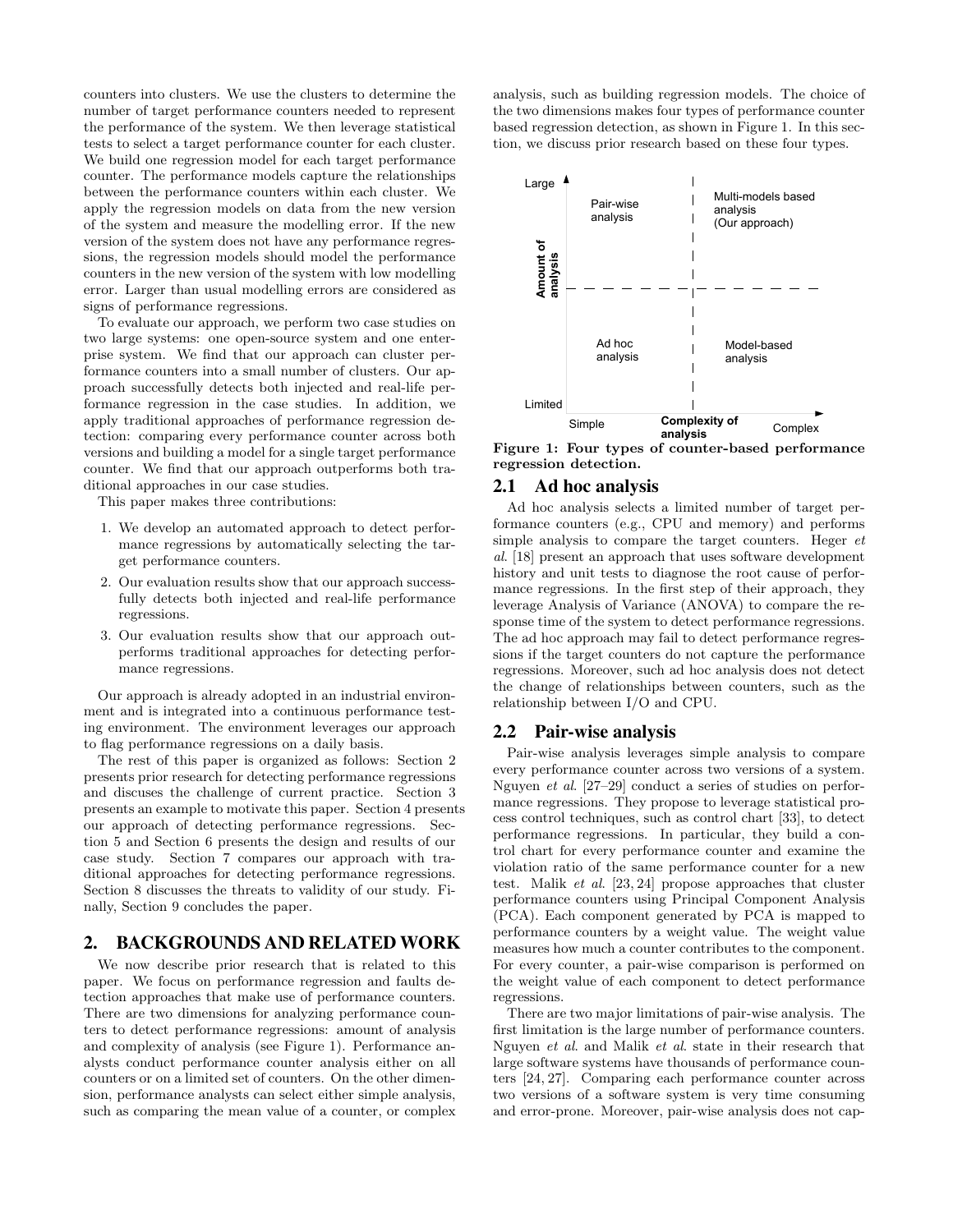counters into clusters. We use the clusters to determine the number of target performance counters needed to represent the performance of the system. We then leverage statistical tests to select a target performance counter for each cluster. We build one regression model for each target performance counter. The performance models capture the relationships between the performance counters within each cluster. We apply the regression models on data from the new version of the system and measure the modelling error. If the new version of the system does not have any performance regressions, the regression models should model the performance counters in the new version of the system with low modelling error. Larger than usual modelling errors are considered as signs of performance regressions.

To evaluate our approach, we perform two case studies on two large systems: one open-source system and one enterprise system. We find that our approach can cluster performance counters into a small number of clusters. Our approach successfully detects both injected and real-life performance regression in the case studies. In addition, we apply traditional approaches of performance regression detection: comparing every performance counter across both versions and building a model for a single target performance counter. We find that our approach outperforms both traditional approaches in our case studies.

This paper makes three contributions:

1. We develop an automated approach to detect performance regressions by automatically selecting the target performance counters.
2. Our evaluation results show that our approach successfully detects both injected and real-life performance regressions.
3. Our evaluation results show that our approach outperforms traditional approaches for detecting performance regressions.

Our approach is already adopted in an industrial environment and is integrated into a continuous performance testing environment. The environment leverages our approach to flag performance regressions on a daily basis.

The rest of this paper is organized as follows: Section 2 presents prior research for detecting performance regressions and discuses the challenge of current practice. Section 3 presents an example to motivate this paper. Section 4 presents our approach of detecting performance regressions. Section 5 and Section 6 presents the design and results of our case study. Section 7 compares our approach with traditional approaches for detecting performance regressions. Section 8 discusses the threats to validity of our study. Finally, Section 9 concludes the paper.

## 2. BACKGROUNDS AND RELATED WORK

We now describe prior research that is related to this paper. We focus on performance regression and faults detection approaches that make use of performance counters. There are two dimensions for analyzing performance counters to detect performance regressions: amount of analysis and complexity of analysis (see Figure 1). Performance analysts conduct performance counter analysis either on all counters or on a limited set of counters. On the other dimension, performance analysts can select either simple analysis, such as comparing the mean value of a counter, or complex analysis, such as building regression models. The choice of the two dimensions makes four types of performance counter based regression detection, as shown in Figure 1. In this section, we discuss prior research based on these four types.

| Amount of analysis \ Complexity of analysis | Simple | Complex |
|---|---|---|
| Large | Pair-wise analysis | Multi-models based analysis (Our approach) |
| Limited | Ad hoc analysis | Model-based analysis |

**Figure 1: Four types of counter-based performance regression detection.**

### 2.1 Ad hoc analysis

Ad hoc analysis selects a limited number of target performance counters (e.g., CPU and memory) and performs simple analysis to compare the target counters. Heger *et al.* [18] present an approach that uses software development history and unit tests to diagnose the root cause of performance regressions. In the first step of their approach, they leverage Analysis of Variance (ANOVA) to compare the response time of the system to detect performance regressions. The ad hoc approach may fail to detect performance regressions if the target counters do not capture the performance regressions. Moreover, such ad hoc analysis does not detect the change of relationships between counters, such as the relationship between I/O and CPU.

### 2.2 Pair-wise analysis

Pair-wise analysis leverages simple analysis to compare every performance counter across two versions of a system. Nguyen *et al.* [27–29] conduct a series of studies on performance regressions. They propose to leverage statistical process control techniques, such as control chart [33], to detect performance regressions. In particular, they build a control chart for every performance counter and examine the violation ratio of the same performance counter for a new test. Malik *et al.* [23, 24] propose approaches that cluster performance counters using Principal Component Analysis (PCA). Each component generated by PCA is mapped to performance counters by a weight value. The weight value measures how much a counter contributes to the component. For every counter, a pair-wise comparison is performed on the weight value of each component to detect performance regressions.

There are two major limitations of pair-wise analysis. The first limitation is the large number of performance counters. Nguyen *et al.* and Malik *et al.* state in their research that large software systems have thousands of performance counters [24, 27]. Comparing each performance counter across two versions of a software system is very time consuming and error-prone. Moreover, pair-wise analysis does not cap-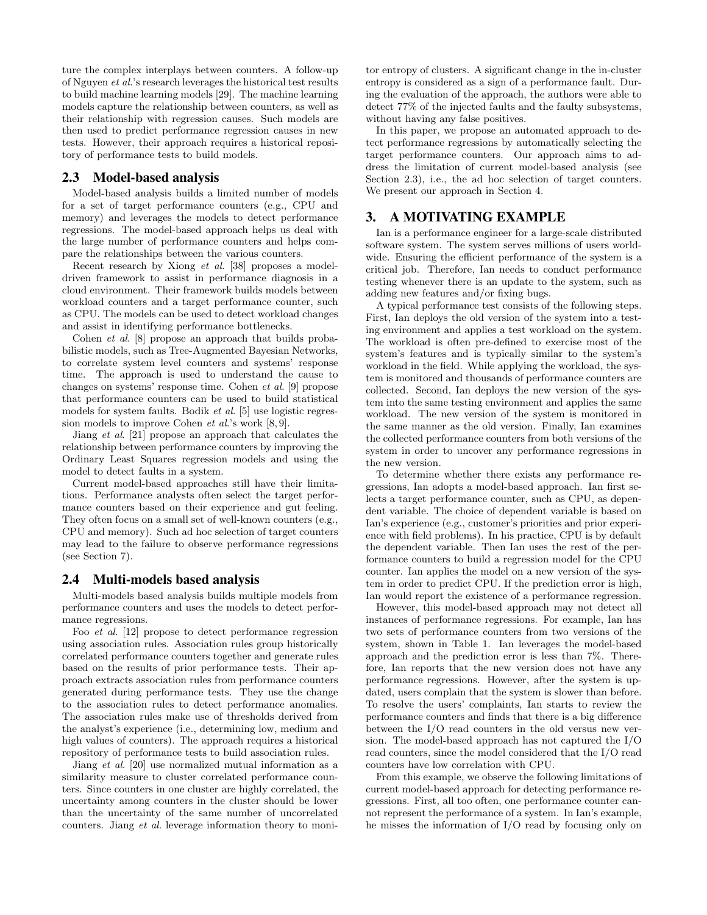ture the complex interplays between counters. A follow-up of Nguyen *et al.*'s research leverages the historical test results to build machine learning models [29]. The machine learning models capture the relationship between counters, as well as their relationship with regression causes. Such models are then used to predict performance regression causes in new tests. However, their approach requires a historical repository of performance tests to build models.

## 2.3 Model-based analysis

Model-based analysis builds a limited number of models for a set of target performance counters (e.g., CPU and memory) and leverages the models to detect performance regressions. The model-based approach helps us deal with the large number of performance counters and helps compare the relationships between the various counters.

Recent research by Xiong *et al.* [38] proposes a model-driven framework to assist in performance diagnosis in a cloud environment. Their framework builds models between workload counters and a target performance counter, such as CPU. The models can be used to detect workload changes and assist in identifying performance bottlenecks.

Cohen *et al.* [8] propose an approach that builds probabilistic models, such as Tree-Augmented Bayesian Networks, to correlate system level counters and systems' response time. The approach is used to understand the cause to changes on systems' response time. Cohen *et al.* [9] propose that performance counters can be used to build statistical models for system faults. Bodik *et al.* [5] use logistic regression models to improve Cohen *et al.*'s work [8, 9].

Jiang *et al.* [21] propose an approach that calculates the relationship between performance counters by improving the Ordinary Least Squares regression models and using the model to detect faults in a system.

Current model-based approaches still have their limitations. Performance analysts often select the target performance counters based on their experience and gut feeling. They often focus on a small set of well-known counters (e.g., CPU and memory). Such ad hoc selection of target counters may lead to the failure to observe performance regressions (see Section 7).

## 2.4 Multi-models based analysis

Multi-models based analysis builds multiple models from performance counters and uses the models to detect performance regressions.

Foo *et al.* [12] propose to detect performance regression using association rules. Association rules group historically correlated performance counters together and generate rules based on the results of prior performance tests. Their approach extracts association rules from performance counters generated during performance tests. They use the change to the association rules to detect performance anomalies. The association rules make use of thresholds derived from the analyst's experience (i.e., determining low, medium and high values of counters). The approach requires a historical repository of performance tests to build association rules.

Jiang *et al.* [20] use normalized mutual information as a similarity measure to cluster correlated performance counters. Since counters in one cluster are highly correlated, the uncertainty among counters in the cluster should be lower than the uncertainty of the same number of uncorrelated counters. Jiang *et al.* leverage information theory to monitor entropy of clusters. A significant change in the in-cluster entropy is considered as a sign of a performance fault. During the evaluation of the approach, the authors were able to detect 77% of the injected faults and the faulty subsystems, without having any false positives.

In this paper, we propose an automated approach to detect performance regressions by automatically selecting the target performance counters. Our approach aims to address the limitation of current model-based analysis (see Section 2.3), i.e., the ad hoc selection of target counters. We present our approach in Section 4.

# 3. A MOTIVATING EXAMPLE

Ian is a performance engineer for a large-scale distributed software system. The system serves millions of users worldwide. Ensuring the efficient performance of the system is a critical job. Therefore, Ian needs to conduct performance testing whenever there is an update to the system, such as adding new features and/or fixing bugs.

A typical performance test consists of the following steps. First, Ian deploys the old version of the system into a testing environment and applies a test workload on the system. The workload is often pre-defined to exercise most of the system's features and is typically similar to the system's workload in the field. While applying the workload, the system is monitored and thousands of performance counters are collected. Second, Ian deploys the new version of the system into the same testing environment and applies the same workload. The new version of the system is monitored in the same manner as the old version. Finally, Ian examines the collected performance counters from both versions of the system in order to uncover any performance regressions in the new version.

To determine whether there exists any performance regressions, Ian adopts a model-based approach. Ian first selects a target performance counter, such as CPU, as dependent variable. The choice of dependent variable is based on Ian's experience (e.g., customer's priorities and prior experience with field problems). In his practice, CPU is by default the dependent variable. Then Ian uses the rest of the performance counters to build a regression model for the CPU counter. Ian applies the model on a new version of the system in order to predict CPU. If the prediction error is high, Ian would report the existence of a performance regression.

However, this model-based approach may not detect all instances of performance regressions. For example, Ian has two sets of performance counters from two versions of the system, shown in Table 1. Ian leverages the model-based approach and the prediction error is less than 7%. Therefore, Ian reports that the new version does not have any performance regressions. However, after the system is updated, users complain that the system is slower than before. To resolve the users' complaints, Ian starts to review the performance counters and finds that there is a big difference between the I/O read counters in the old versus new version. The model-based approach has not captured the I/O read counters, since the model considered that the I/O read counters have low correlation with CPU.

From this example, we observe the following limitations of current model-based approach for detecting performance regressions. First, all too often, one performance counter cannot represent the performance of a system. In Ian's example, he misses the information of I/O read by focusing only on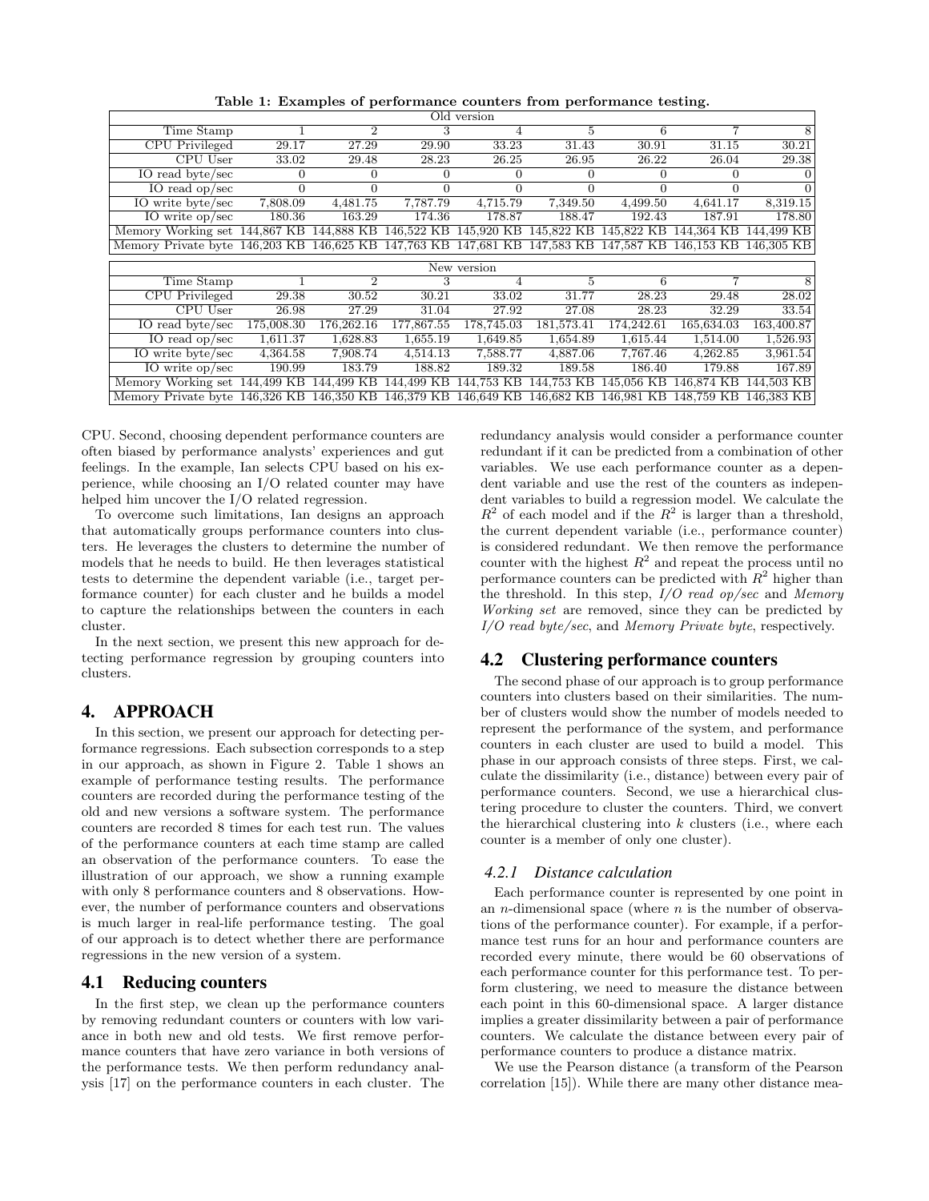**Table 1: Examples of performance counters from performance testing.**

| Old version | | | | | | | | |
|---|---|---|---|---|---|---|---|---|
| Time Stamp | 1 | 2 | 3 | 4 | 5 | 6 | 7 | 8 |
| CPU Privileged | 29.17 | 27.29 | 29.90 | 33.23 | 31.43 | 30.91 | 31.15 | 30.21 |
| CPU User | 33.02 | 29.48 | 28.23 | 26.25 | 26.95 | 26.22 | 26.04 | 29.38 |
| IO read byte/sec | 0 | 0 | 0 | 0 | 0 | 0 | 0 | 0 |
| IO read op/sec | 0 | 0 | 0 | 0 | 0 | 0 | 0 | 0 |
| IO write byte/sec | 7,808.09 | 4,481.75 | 7,787.79 | 4,715.79 | 7,349.50 | 4,499.50 | 4,641.17 | 8,319.15 |
| IO write op/sec | 180.36 | 163.29 | 174.36 | 178.87 | 188.47 | 192.43 | 187.91 | 178.80 |
| Memory Working set | 144,867 KB | 144,888 KB | 146,522 KB | 145,920 KB | 145,822 KB | 145,822 KB | 144,364 KB | 144,499 KB |
| Memory Private byte | 146,203 KB | 146,625 KB | 147,763 KB | 147,681 KB | 147,583 KB | 147,587 KB | 146,153 KB | 146,305 KB |

| New version | | | | | | | | |
|---|---|---|---|---|---|---|---|---|
| Time Stamp | 1 | 2 | 3 | 4 | 5 | 6 | 7 | 8 |
| CPU Privileged | 29.38 | 30.52 | 30.21 | 33.02 | 31.77 | 28.23 | 29.48 | 28.02 |
| CPU User | 26.98 | 27.29 | 31.04 | 27.92 | 27.08 | 28.23 | 32.29 | 33.54 |
| IO read byte/sec | 175,008.30 | 176,262.16 | 177,867.55 | 178,745.03 | 181,573.41 | 174,242.61 | 165,634.03 | 163,400.87 |
| IO read op/sec | 1,611.37 | 1,628.83 | 1,655.19 | 1,649.85 | 1,654.89 | 1,615.44 | 1,514.00 | 1,526.93 |
| IO write byte/sec | 4,364.58 | 7,908.74 | 4,514.13 | 7,588.77 | 4,887.06 | 7,767.46 | 4,262.85 | 3,961.54 |
| IO write op/sec | 190.99 | 183.79 | 188.82 | 189.32 | 189.58 | 186.40 | 179.88 | 167.89 |
| Memory Working set | 144,499 KB | 144,499 KB | 144,499 KB | 144,753 KB | 144,753 KB | 145,056 KB | 146,874 KB | 144,503 KB |
| Memory Private byte | 146,326 KB | 146,350 KB | 146,379 KB | 146,649 KB | 146,682 KB | 146,981 KB | 148,759 KB | 146,383 KB |

CPU. Second, choosing dependent performance counters are often biased by performance analysts' experiences and gut feelings. In the example, Ian selects CPU based on his experience, while choosing an I/O related counter may have helped him uncover the I/O related regression.

To overcome such limitations, Ian designs an approach that automatically groups performance counters into clusters. He leverages the clusters to determine the number of models that he needs to build. He then leverages statistical tests to determine the dependent variable (i.e., target performance counter) for each cluster and he builds a model to capture the relationships between the counters in each cluster.

In the next section, we present this new approach for detecting performance regression by grouping counters into clusters.

## 4. APPROACH

In this section, we present our approach for detecting performance regressions. Each subsection corresponds to a step in our approach, as shown in Figure 2. Table 1 shows an example of performance testing results. The performance counters are recorded during the performance testing of the old and new versions a software system. The performance counters are recorded 8 times for each test run. The values of the performance counters at each time stamp are called an observation of the performance counters. To ease the illustration of our approach, we show a running example with only 8 performance counters and 8 observations. However, the number of performance counters and observations is much larger in real-life performance testing. The goal of our approach is to detect whether there are performance regressions in the new version of a system.

### 4.1 Reducing counters

In the first step, we clean up the performance counters by removing redundant counters or counters with low variance in both new and old tests. We first remove performance counters that have zero variance in both versions of the performance tests. We then perform redundancy analysis [17] on the performance counters in each cluster. The redundancy analysis would consider a performance counter redundant if it can be predicted from a combination of other variables. We use each performance counter as a dependent variable and use the rest of the counters as independent variables to build a regression model. We calculate the $R^2$ of each model and if the $R^2$ is larger than a threshold, the current dependent variable (i.e., performance counter) is considered redundant. We then remove the performance counter with the highest $R^2$ and repeat the process until no performance counters can be predicted with $R^2$ higher than the threshold. In this step, *I/O read op/sec* and *Memory Working set* are removed, since they can be predicted by *I/O read byte/sec*, and *Memory Private byte*, respectively.

### 4.2 Clustering performance counters

The second phase of our approach is to group performance counters into clusters based on their similarities. The number of clusters would show the number of models needed to represent the performance of the system, and performance counters in each cluster are used to build a model. This phase in our approach consists of three steps. First, we calculate the dissimilarity (i.e., distance) between every pair of performance counters. Second, we use a hierarchical clustering procedure to cluster the counters. Third, we convert the hierarchical clustering into $k$ clusters (i.e., where each counter is a member of only one cluster).

#### 4.2.1 Distance calculation

Each performance counter is represented by one point in an $n$-dimensional space (where $n$ is the number of observations of the performance counter). For example, if a performance test runs for an hour and performance counters are recorded every minute, there would be 60 observations of each performance counter for this performance test. To perform clustering, we need to measure the distance between each point in this 60-dimensional space. A larger distance implies a greater dissimilarity between a pair of performance counters. We calculate the distance between every pair of performance counters to produce a distance matrix.

We use the Pearson distance (a transform of the Pearson correlation [15]). While there are many other distance mea-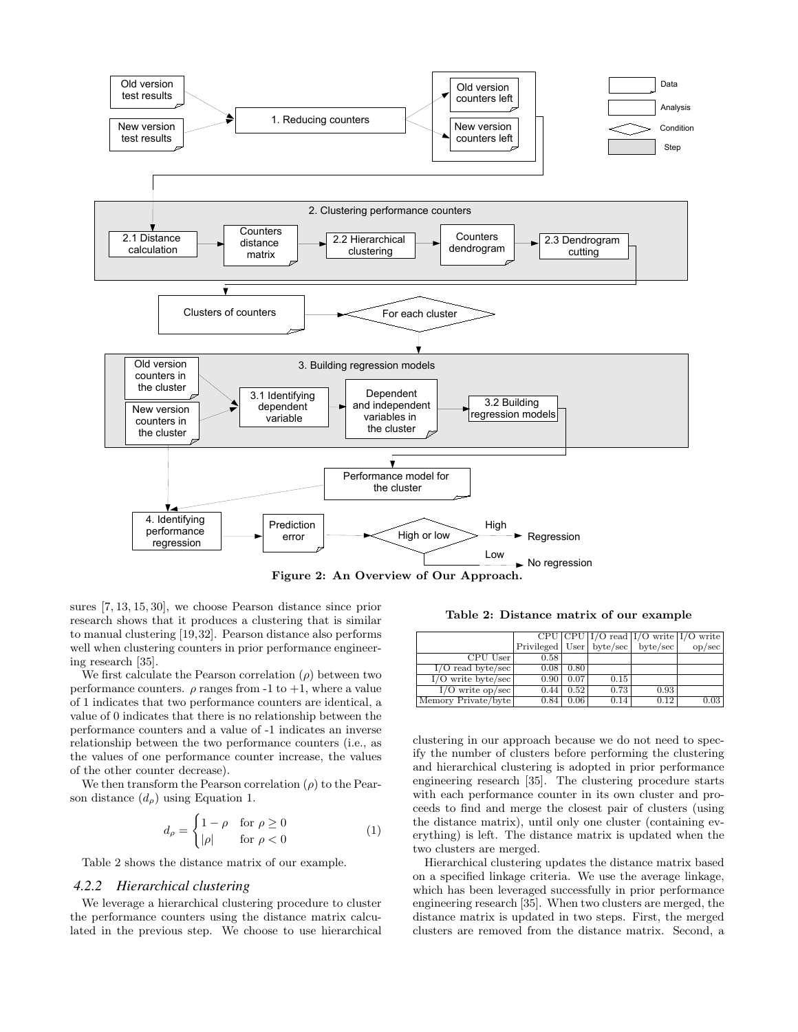Figure 2: An Overview of Our Approach.

sures [7, 13, 15, 30], we choose Pearson distance since prior research shows that it produces a clustering that is similar to manual clustering [19, 32]. Pearson distance also performs well when clustering counters in prior performance engineering research [35].

We first calculate the Pearson correlation ($\rho$) between two performance counters. $\rho$ ranges from -1 to +1, where a value of 1 indicates that two performance counters are identical, a value of 0 indicates that there is no relationship between the performance counters and a value of -1 indicates an inverse relationship between the two performance counters (i.e., as the values of one performance counter increase, the values of the other counter decrease).

We then transform the Pearson correlation ($\rho$) to the Pearson distance ($d_\rho$) using Equation 1.

$$d_\rho = \begin{cases} 1 - \rho & \text{for } \rho \geq 0 \\ |\rho| & \text{for } \rho < 0 \end{cases} \quad (1)$$

Table 2 shows the distance matrix of our example.

#### 4.2.2 *Hierarchical clustering*

We leverage a hierarchical clustering procedure to cluster the performance counters using the distance matrix calculated in the previous step. We choose to use hierarchical clustering in our approach because we do not need to specify the number of clusters before performing the clustering and hierarchical clustering is adopted in prior performance engineering research [35]. The clustering procedure starts with each performance counter in its own cluster and proceeds to find and merge the closest pair of clusters (using the distance matrix), until only one cluster (containing everything) is left. The distance matrix is updated when the two clusters are merged.

Hierarchical clustering updates the distance matrix based on a specified linkage criteria. We use the average linkage, which has been leveraged successfully in prior performance engineering research [35]. When two clusters are merged, the distance matrix is updated in two steps. First, the merged clusters are removed from the distance matrix. Second, a

**Table 2: Distance matrix of our example**

| | CPU Privileged | CPU User | I/O read byte/sec | I/O write byte/sec | I/O write op/sec |
|---|---|---|---|---|---|
| CPU User | 0.58 | | | | |
| I/O read byte/sec | 0.08 | 0.80 | | | |
| I/O write byte/sec | 0.90 | 0.07 | 0.15 | | |
| I/O write op/sec | 0.44 | 0.52 | 0.73 | 0.93 | |
| Memory Private/byte | 0.84 | 0.06 | 0.14 | 0.12 | 0.03 |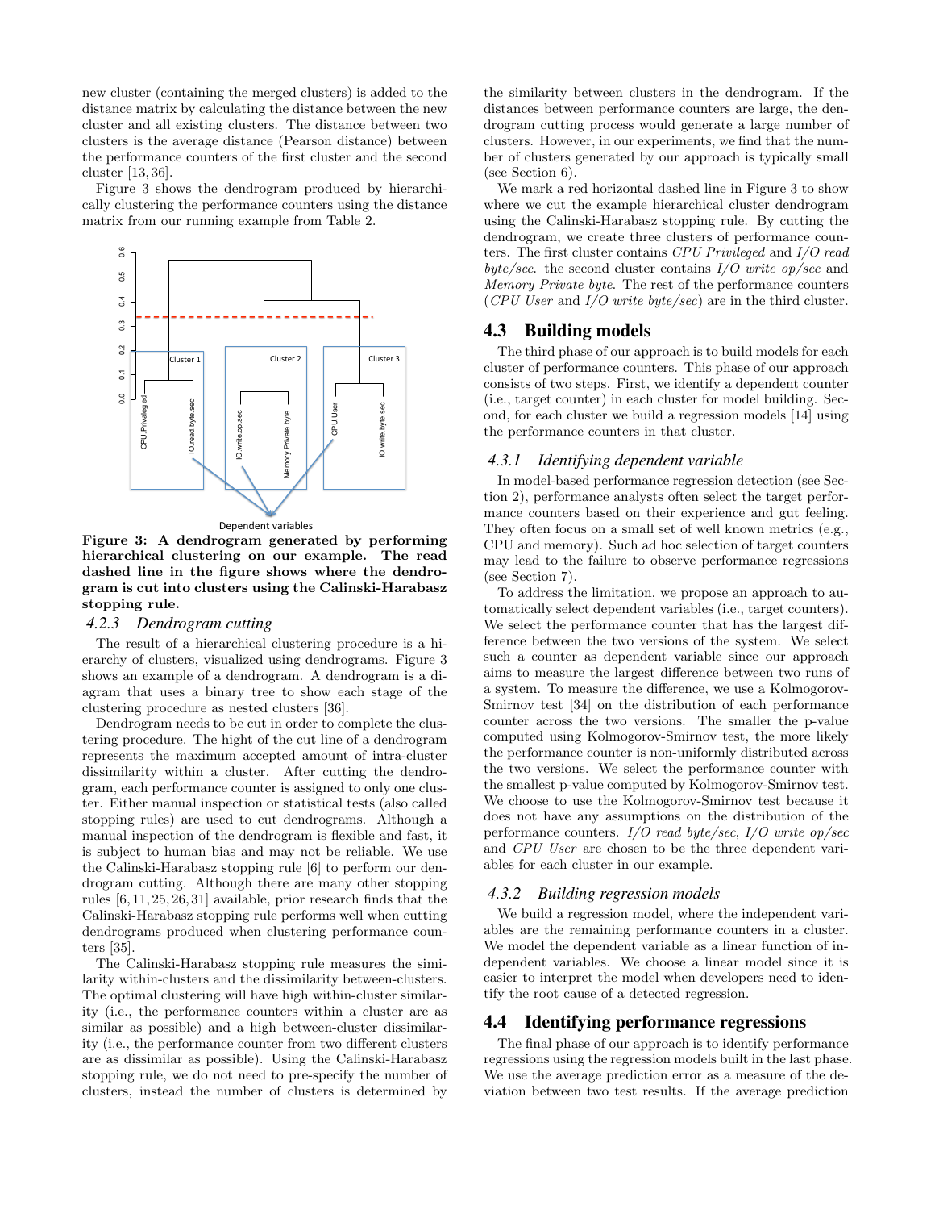new cluster (containing the merged clusters) is added to the distance matrix by calculating the distance between the new cluster and all existing clusters. The distance between two clusters is the average distance (Pearson distance) between the performance counters of the first cluster and the second cluster [13, 36].

Figure 3 shows the dendrogram produced by hierarchically clustering the performance counters using the distance matrix from our running example from Table 2.

**Figure 3: A dendrogram generated by performing hierarchical clustering on our example. The read dashed line in the figure shows where the dendrogram is cut into clusters using the Calinski-Harabasz stopping rule.**

### 4.2.3 Dendrogram cutting

The result of a hierarchical clustering procedure is a hierarchy of clusters, visualized using dendrograms. Figure 3 shows an example of a dendrogram. A dendrogram is a diagram that uses a binary tree to show each stage of the clustering procedure as nested clusters [36].

Dendrogram needs to be cut in order to complete the clustering procedure. The hight of the cut line of a dendrogram represents the maximum accepted amount of intra-cluster dissimilarity within a cluster. After cutting the dendrogram, each performance counter is assigned to only one cluster. Either manual inspection or statistical tests (also called stopping rules) are used to cut dendrograms. Although a manual inspection of the dendrogram is flexible and fast, it is subject to human bias and may not be reliable. We use the Calinski-Harabasz stopping rule [6] to perform our dendrogram cutting. Although there are many other stopping rules [6, 11, 25, 26, 31] available, prior research finds that the Calinski-Harabasz stopping rule performs well when cutting dendrograms produced when clustering performance counters [35].

The Calinski-Harabasz stopping rule measures the similarity within-clusters and the dissimilarity between-clusters. The optimal clustering will have high within-cluster similarity (i.e., the performance counters within a cluster are as similar as possible) and a high between-cluster dissimilarity (i.e., the performance counter from two different clusters are as dissimilar as possible). Using the Calinski-Harabasz stopping rule, we do not need to pre-specify the number of clusters, instead the number of clusters is determined by the similarity between clusters in the dendrogram. If the distances between performance counters are large, the dendrogram cutting process would generate a large number of clusters. However, in our experiments, we find that the number of clusters generated by our approach is typically small (see Section 6).

We mark a red horizontal dashed line in Figure 3 to show where we cut the example hierarchical cluster dendrogram using the Calinski-Harabasz stopping rule. By cutting the dendrogram, we create three clusters of performance counters. The first cluster contains *CPU Privileged* and *I/O read byte/sec*. the second cluster contains *I/O write op/sec* and *Memory Private byte*. The rest of the performance counters (*CPU User* and *I/O write byte/sec*) are in the third cluster.

## 4.3 Building models

The third phase of our approach is to build models for each cluster of performance counters. This phase of our approach consists of two steps. First, we identify a dependent counter (i.e., target counter) in each cluster for model building. Second, for each cluster we build a regression models [14] using the performance counters in that cluster.

### 4.3.1 Identifying dependent variable

In model-based performance regression detection (see Section 2), performance analysts often select the target performance counters based on their experience and gut feeling. They often focus on a small set of well known metrics (e.g., CPU and memory). Such ad hoc selection of target counters may lead to the failure to observe performance regressions (see Section 7).

To address the limitation, we propose an approach to automatically select dependent variables (i.e., target counters). We select the performance counter that has the largest difference between the two versions of the system. We select such a counter as dependent variable since our approach aims to measure the largest difference between two runs of a system. To measure the difference, we use a Kolmogorov-Smirnov test [34] on the distribution of each performance counter across the two versions. The smaller the p-value computed using Kolmogorov-Smirnov test, the more likely the performance counter is non-uniformly distributed across the two versions. We select the performance counter with the smallest p-value computed by Kolmogorov-Smirnov test. We choose to use the Kolmogorov-Smirnov test because it does not have any assumptions on the distribution of the performance counters. *I/O read byte/sec*, *I/O write op/sec* and *CPU User* are chosen to be the three dependent variables for each cluster in our example.

### 4.3.2 Building regression models

We build a regression model, where the independent variables are the remaining performance counters in a cluster. We model the dependent variable as a linear function of independent variables. We choose a linear model since it is easier to interpret the model when developers need to identify the root cause of a detected regression.

## 4.4 Identifying performance regressions

The final phase of our approach is to identify performance regressions using the regression models built in the last phase. We use the average prediction error as a measure of the deviation between two test results. If the average prediction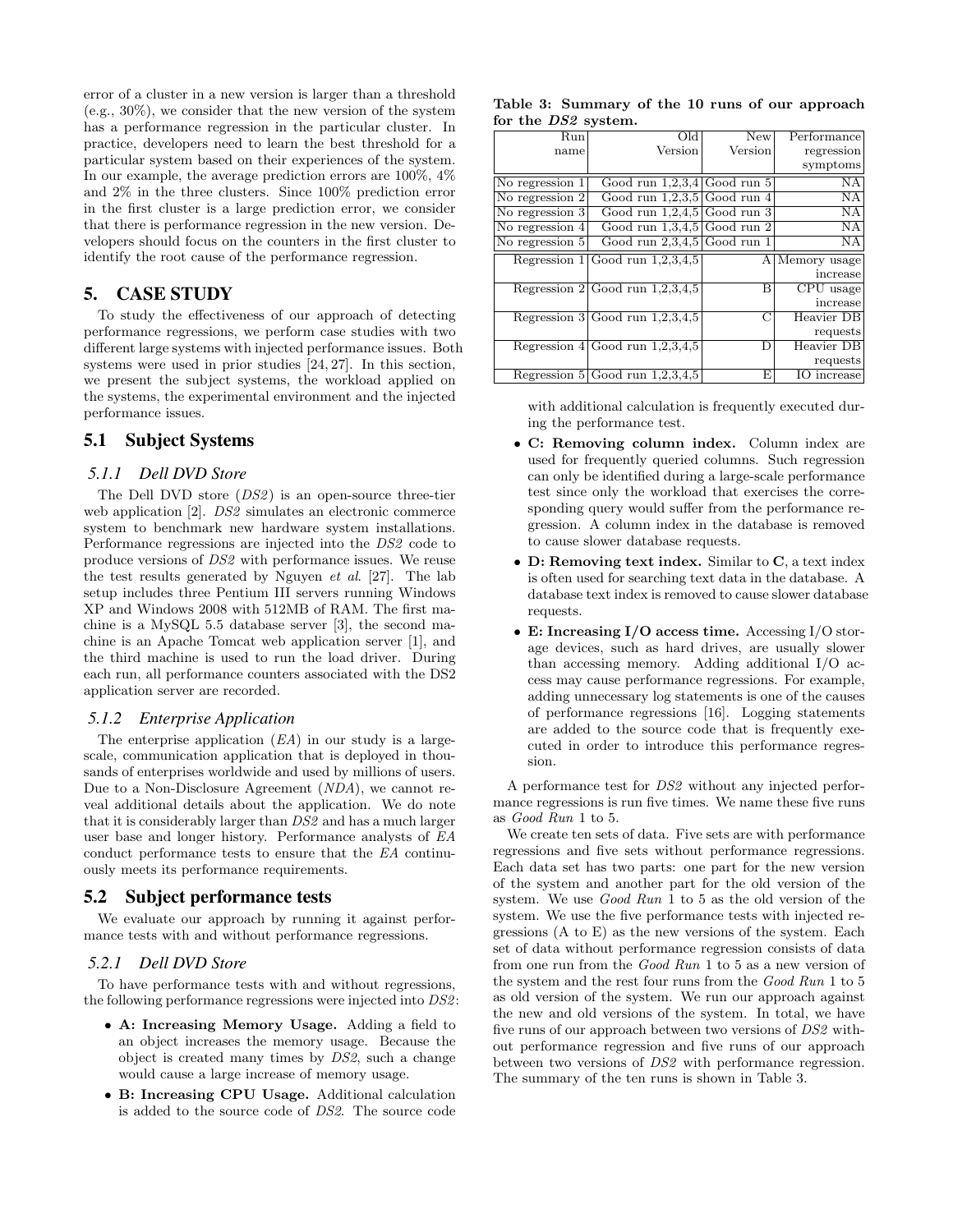error of a cluster in a new version is larger than a threshold (e.g., 30%), we consider that the new version of the system has a performance regression in the particular cluster. In practice, developers need to learn the best threshold for a particular system based on their experiences of the system. In our example, the average prediction errors are 100%, 4% and 2% in the three clusters. Since 100% prediction error in the first cluster is a large prediction error, we consider that there is performance regression in the new version. Developers should focus on the counters in the first cluster to identify the root cause of the performance regression.

## 5. CASE STUDY

To study the effectiveness of our approach of detecting performance regressions, we perform case studies with two different large systems with injected performance issues. Both systems were used in prior studies [24, 27]. In this section, we present the subject systems, the workload applied on the systems, the experimental environment and the injected performance issues.

## 5.1 Subject Systems

### 5.1.1 Dell DVD Store

The Dell DVD store (*DS2*) is an open-source three-tier web application [2]. *DS2* simulates an electronic commerce system to benchmark new hardware system installations. Performance regressions are injected into the *DS2* code to produce versions of *DS2* with performance issues. We reuse the test results generated by Nguyen *et al*. [27]. The lab setup includes three Pentium III servers running Windows XP and Windows 2008 with 512MB of RAM. The first machine is a MySQL 5.5 database server [3], the second machine is an Apache Tomcat web application server [1], and the third machine is used to run the load driver. During each run, all performance counters associated with the DS2 application server are recorded.

### 5.1.2 Enterprise Application

The enterprise application (*EA*) in our study is a large-scale, communication application that is deployed in thousands of enterprises worldwide and used by millions of users. Due to a Non-Disclosure Agreement (*NDA*), we cannot reveal additional details about the application. We do note that it is considerably larger than *DS2* and has a much larger user base and longer history. Performance analysts of *EA* conduct performance tests to ensure that the *EA* continuously meets its performance requirements.

## 5.2 Subject performance tests

We evaluate our approach by running it against performance tests with and without performance regressions.

### 5.2.1 Dell DVD Store

To have performance tests with and without regressions, the following performance regressions were injected into *DS2*:

- **A: Increasing Memory Usage.** Adding a field to an object increases the memory usage. Because the object is created many times by *DS2*, such a change would cause a large increase of memory usage.
- **B: Increasing CPU Usage.** Additional calculation is added to the source code of *DS2*. The source code with additional calculation is frequently executed during the performance test.
- **C: Removing column index.** Column index are used for frequently queried columns. Such regression can only be identified during a large-scale performance test since only the workload that exercises the corresponding query would suffer from the performance regression. A column index in the database is removed to cause slower database requests.
- **D: Removing text index.** Similar to **C**, a text index is often used for searching text data in the database. A database text index is removed to cause slower database requests.
- **E: Increasing I/O access time.** Accessing I/O storage devices, such as hard drives, are usually slower than accessing memory. Adding additional I/O access may cause performance regressions. For example, adding unnecessary log statements is one of the causes of performance regressions [16]. Logging statements are added to the source code that is frequently executed in order to introduce this performance regression.

**Table 3: Summary of the 10 runs of our approach for the *DS2* system.**

| Run name | Old Version | New Version | Performance regression symptoms |
|---|---|---|---|
| No regression 1 | Good run 1,2,3,4 | Good run 5 | NA |
| No regression 2 | Good run 1,2,3,5 | Good run 4 | NA |
| No regression 3 | Good run 1,2,4,5 | Good run 3 | NA |
| No regression 4 | Good run 1,3,4,5 | Good run 2 | NA |
| No regression 5 | Good run 2,3,4,5 | Good run 1 | NA |
| Regression 1 | Good run 1,2,3,4,5 | A | Memory usage increase |
| Regression 2 | Good run 1,2,3,4,5 | B | CPU usage increase |
| Regression 3 | Good run 1,2,3,4,5 | C | Heavier DB requests |
| Regression 4 | Good run 1,2,3,4,5 | D | Heavier DB requests |
| Regression 5 | Good run 1,2,3,4,5 | E | IO increase |

A performance test for *DS2* without any injected performance regressions is run five times. We name these five runs as *Good Run* 1 to 5.

We create ten sets of data. Five sets are with performance regressions and five sets without performance regressions. Each data set has two parts: one part for the new version of the system and another part for the old version of the system. We use *Good Run* 1 to 5 as the old version of the system. We use the five performance tests with injected regressions (A to E) as the new versions of the system. Each set of data without performance regression consists of data from one run from the *Good Run* 1 to 5 as a new version of the system and the rest four runs from the *Good Run* 1 to 5 as old version of the system. We run our approach against the new and old versions of the system. In total, we have five runs of our approach between two versions of *DS2* without performance regression and five runs of our approach between two versions of *DS2* with performance regression. The summary of the ten runs is shown in Table 3.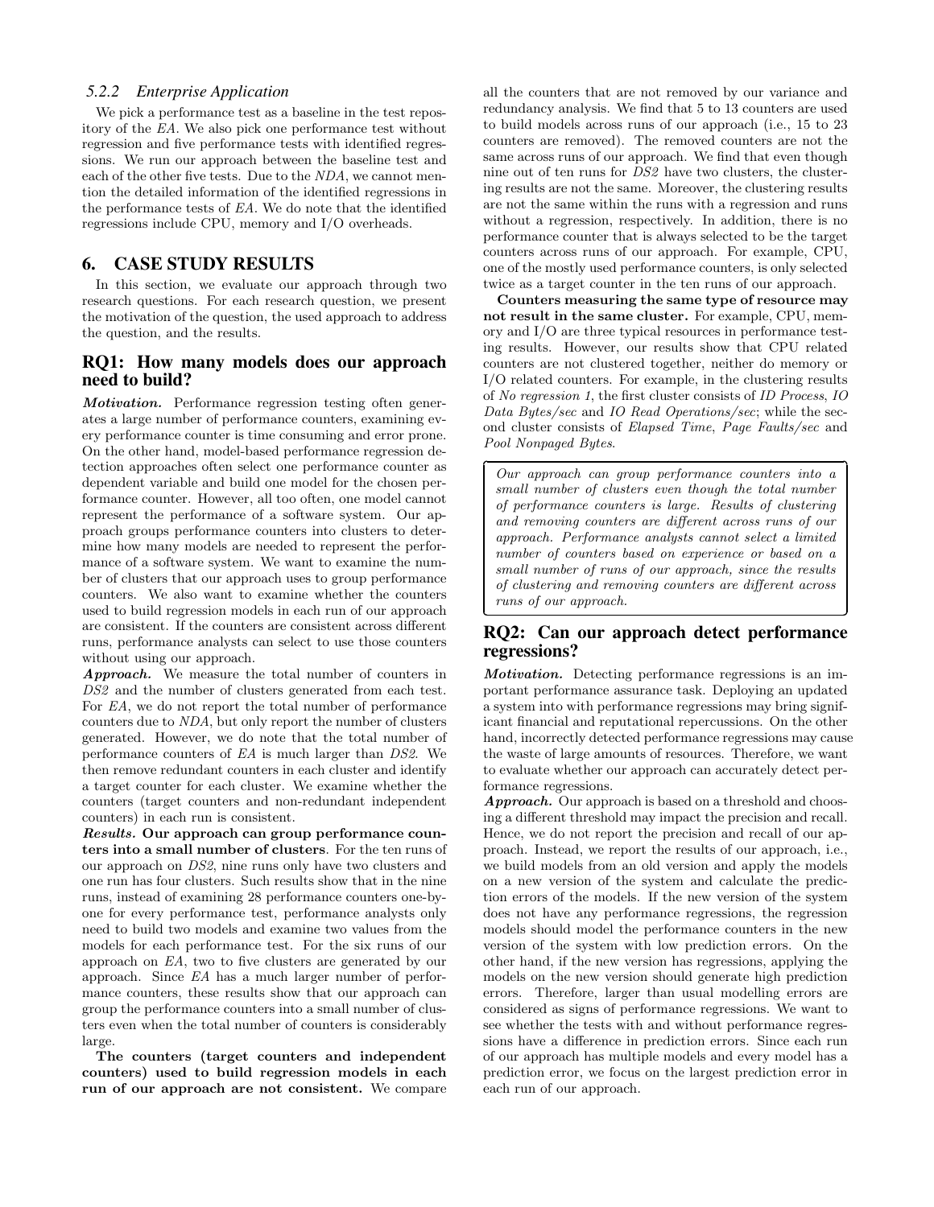### 5.2.2 Enterprise Application

We pick a performance test as a baseline in the test repository of the *EA*. We also pick one performance test without regression and five performance tests with identified regressions. We run our approach between the baseline test and each of the other five tests. Due to the *NDA*, we cannot mention the detailed information of the identified regressions in the performance tests of *EA*. We do note that the identified regressions include CPU, memory and I/O overheads.

## 6. CASE STUDY RESULTS

In this section, we evaluate our approach through two research questions. For each research question, we present the motivation of the question, the used approach to address the question, and the results.

### RQ1: How many models does our approach need to build?

***Motivation.*** Performance regression testing often generates a large number of performance counters, examining every performance counter is time consuming and error prone. On the other hand, model-based performance regression detection approaches often select one performance counter as dependent variable and build one model for the chosen performance counter. However, all too often, one model cannot represent the performance of a software system. Our approach groups performance counters into clusters to determine how many models are needed to represent the performance of a software system. We want to examine the number of clusters that our approach uses to group performance counters. We also want to examine whether the counters used to build regression models in each run of our approach are consistent. If the counters are consistent across different runs, performance analysts can select to use those counters without using our approach.

***Approach.*** We measure the total number of counters in *DS2* and the number of clusters generated from each test. For *EA*, we do not report the total number of performance counters due to *NDA*, but only report the number of clusters generated. However, we do note that the total number of performance counters of *EA* is much larger than *DS2*. We then remove redundant counters in each cluster and identify a target counter for each cluster. We examine whether the counters (target counters and non-redundant independent counters) in each run is consistent.

***Results.*** **Our approach can group performance counters into a small number of clusters**. For the ten runs of our approach on *DS2*, nine runs only have two clusters and one run has four clusters. Such results show that in the nine runs, instead of examining 28 performance counters one-by-one for every performance test, performance analysts only need to build two models and examine two values from the models for each performance test. For the six runs of our approach on *EA*, two to five clusters are generated by our approach. Since *EA* has a much larger number of performance counters, these results show that our approach can group the performance counters into a small number of clusters even when the total number of counters is considerably large.

**The counters (target counters and independent counters) used to build regression models in each run of our approach are not consistent.** We compare all the counters that are not removed by our variance and redundancy analysis. We find that 5 to 13 counters are used to build models across runs of our approach (i.e., 15 to 23 counters are removed). The removed counters are not the same across runs of our approach. We find that even though nine out of ten runs for *DS2* have two clusters, the clustering results are not the same. Moreover, the clustering results are not the same within the runs with a regression and runs without a regression, respectively. In addition, there is no performance counter that is always selected to be the target counters across runs of our approach. For example, CPU, one of the mostly used performance counters, is only selected twice as a target counter in the ten runs of our approach.

**Counters measuring the same type of resource may not result in the same cluster.** For example, CPU, memory and I/O are three typical resources in performance testing results. However, our results show that CPU related counters are not clustered together, neither do memory or I/O related counters. For example, in the clustering results of *No regression 1*, the first cluster consists of *ID Process*, *IO Data Bytes/sec* and *IO Read Operations/sec*; while the second cluster consists of *Elapsed Time*, *Page Faults/sec* and *Pool Nonpaged Bytes*.

> *Our approach can group performance counters into a small number of clusters even though the total number of performance counters is large. Results of clustering and removing counters are different across runs of our approach. Performance analysts cannot select a limited number of counters based on experience or based on a small number of runs of our approach, since the results of clustering and removing counters are different across runs of our approach.*

### RQ2: Can our approach detect performance regressions?

***Motivation.*** Detecting performance regressions is an important performance assurance task. Deploying an updated a system into with performance regressions may bring significant financial and reputational repercussions. On the other hand, incorrectly detected performance regressions may cause the waste of large amounts of resources. Therefore, we want to evaluate whether our approach can accurately detect performance regressions.

***Approach.*** Our approach is based on a threshold and choosing a different threshold may impact the precision and recall. Hence, we do not report the precision and recall of our approach. Instead, we report the results of our approach, i.e., we build models from an old version and apply the models on a new version of the system and calculate the prediction errors of the models. If the new version of the system does not have any performance regressions, the regression models should model the performance counters in the new version of the system with low prediction errors. On the other hand, if the new version has regressions, applying the models on the new version should generate high prediction errors. Therefore, larger than usual modelling errors are considered as signs of performance regressions. We want to see whether the tests with and without performance regressions have a difference in prediction errors. Since each run of our approach has multiple models and every model has a prediction error, we focus on the largest prediction error in each run of our approach.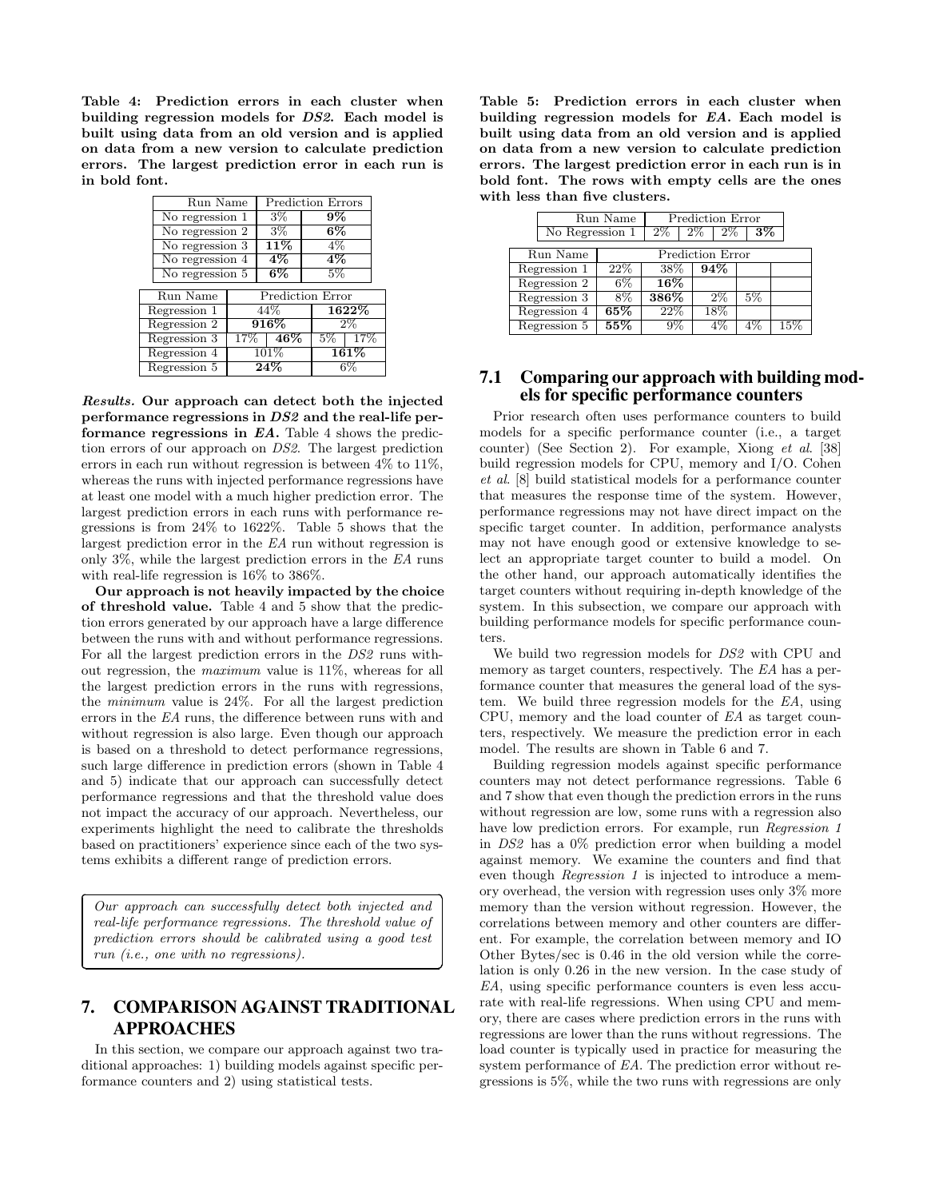**Table 4: Prediction errors in each cluster when building regression models for *DS2*. Each model is built using data from an old version and is applied on data from a new version to calculate prediction errors. The largest prediction error in each run is in bold font.**

| Run Name | Prediction Errors | |
|---|---|---|
| No regression 1 | 3% | **9%** |
| No regression 2 | 3% | **6%** |
| No regression 3 | **11%** | 4% |
| No regression 4 | **4%** | **4%** |
| No regression 5 | **6%** | 5% |

| Run Name | Prediction Error | | | |
|---|---|---|---|---|
| Regression 1 | 44% | | **1622%** | |
| Regression 2 | **916%** | | 2% | |
| Regression 3 | 17% | **46%** | 5% | 17% |
| Regression 4 | 101% | | **161%** | |
| Regression 5 | **24%** | | 6% | |

***Results.*** **Our approach can detect both the injected performance regressions in *DS2* and the real-life performance regressions in *EA*.** Table 4 shows the prediction errors of our approach on *DS2*. The largest prediction errors in each run without regression is between 4% to 11%, whereas the runs with injected performance regressions have at least one model with a much higher prediction error. The largest prediction errors in each runs with performance regressions is from 24% to 1622%. Table 5 shows that the largest prediction error in the *EA* run without regression is only 3%, while the largest prediction errors in the *EA* runs with real-life regression is 16% to 386%.

**Our approach is not heavily impacted by the choice of threshold value.** Table 4 and 5 show that the prediction errors generated by our approach have a large difference between the runs with and without performance regressions. For all the largest prediction errors in the *DS2* runs without regression, the *maximum* value is 11%, whereas for all the largest prediction errors in the runs with regressions, the *minimum* value is 24%. For all the largest prediction errors in the *EA* runs, the difference between runs with and without regression is also large. Even though our approach is based on a threshold to detect performance regressions, such large difference in prediction errors (shown in Table 4 and 5) indicate that our approach can successfully detect performance regressions and that the threshold value does not impact the accuracy of our approach. Nevertheless, our experiments highlight the need to calibrate the thresholds based on practitioners' experience since each of the two systems exhibits a different range of prediction errors.

> *Our approach can successfully detect both injected and real-life performance regressions. The threshold value of prediction errors should be calibrated using a good test run (i.e., one with no regressions).*

# 7. COMPARISON AGAINST TRADITIONAL APPROACHES

In this section, we compare our approach against two traditional approaches: 1) building models against specific performance counters and 2) using statistical tests.

**Table 5: Prediction errors in each cluster when building regression models for *EA*. Each model is built using data from an old version and is applied on data from a new version to calculate prediction errors. The largest prediction error in each run is in bold font. The rows with empty cells are the ones with less than five clusters.**

| Run Name | Prediction Error | | | |
|---|---|---|---|---|
| No Regression 1 | 2% | 2% | 2% | **3%** |

| Run Name | Prediction Error | | | | |
|---|---|---|---|---|---|
| Regression 1 | 22% | 38% | **94%** | | |
| Regression 2 | 6% | **16%** | | | |
| Regression 3 | 8% | **386%** | 2% | 5% | |
| Regression 4 | **65%** | 22% | 18% | | |
| Regression 5 | **55%** | 9% | 4% | 4% | 15% |

## 7.1 Comparing our approach with building models for specific performance counters

Prior research often uses performance counters to build models for a specific performance counter (i.e., a target counter) (See Section 2). For example, Xiong *et al*. [38] build regression models for CPU, memory and I/O. Cohen *et al*. [8] build statistical models for a performance counter that measures the response time of the system. However, performance regressions may not have direct impact on the specific target counter. In addition, performance analysts may not have enough good or extensive knowledge to select an appropriate target counter to build a model. On the other hand, our approach automatically identifies the target counters without requiring in-depth knowledge of the system. In this subsection, we compare our approach with building performance models for specific performance counters.

We build two regression models for *DS2* with CPU and memory as target counters, respectively. The *EA* has a performance counter that measures the general load of the system. We build three regression models for the *EA*, using CPU, memory and the load counter of *EA* as target counters, respectively. We measure the prediction error in each model. The results are shown in Table 6 and 7.

Building regression models against specific performance counters may not detect performance regressions. Table 6 and 7 show that even though the prediction errors in the runs without regression are low, some runs with a regression also have low prediction errors. For example, run *Regression 1* in *DS2* has a 0% prediction error when building a model against memory. We examine the counters and find that even though *Regression 1* is injected to introduce a memory overhead, the version with regression uses only 3% more memory than the version without regression. However, the correlations between memory and other counters are different. For example, the correlation between memory and IO Other Bytes/sec is 0.46 in the old version while the correlation is only 0.26 in the new version. In the case study of *EA*, using specific performance counters is even less accurate with real-life regressions. When using CPU and memory, there are cases where prediction errors in the runs with regressions are lower than the runs without regressions. The load counter is typically used in practice for measuring the system performance of *EA*. The prediction error without regressions is 5%, while the two runs with regressions are only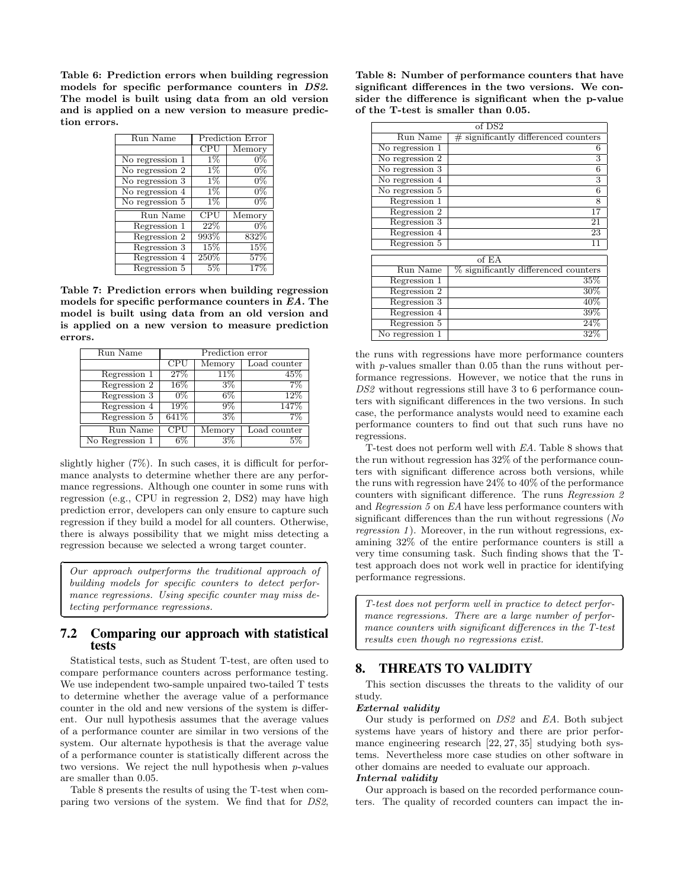**Table 6: Prediction errors when building regression models for specific performance counters in *DS2*. The model is built using data from an old version and is applied on a new version to measure prediction errors.**

| Run Name | Prediction Error | |
|---|---|---|
| | CPU | Memory |
| No regression 1 | 1% | 0% |
| No regression 2 | 1% | 0% |
| No regression 3 | 1% | 0% |
| No regression 4 | 1% | 0% |
| No regression 5 | 1% | 0% |
| Run Name | CPU | Memory |
| Regression 1 | 22% | 0% |
| Regression 2 | 993% | 832% |
| Regression 3 | 15% | 15% |
| Regression 4 | 250% | 57% |
| Regression 5 | 5% | 17% |

**Table 7: Prediction errors when building regression models for specific performance counters in *EA*. The model is built using data from an old version and is applied on a new version to measure prediction errors.**

| Run Name | Prediction error | | |
|---|---|---|---|
| | CPU | Memory | Load counter |
| Regression 1 | 27% | 11% | 45% |
| Regression 2 | 16% | 3% | 7% |
| Regression 3 | 0% | 6% | 12% |
| Regression 4 | 19% | 9% | 147% |
| Regression 5 | 641% | 3% | 7% |
| Run Name | CPU | Memory | Load counter |
| No Regression 1 | 6% | 3% | 5% |

slightly higher (7%). In such cases, it is difficult for performance analysts to determine whether there are any performance regressions. Although one counter in some runs with regression (e.g., CPU in regression 2, DS2) may have high prediction error, developers can only ensure to capture such regression if they build a model for all counters. Otherwise, there is always possibility that we might miss detecting a regression because we selected a wrong target counter.

> *Our approach outperforms the traditional approach of building models for specific counters to detect performance regressions. Using specific counter may miss detecting performance regressions.*

## 7.2 Comparing our approach with statistical tests

Statistical tests, such as Student T-test, are often used to compare performance counters across performance testing. We use independent two-sample unpaired two-tailed T tests to determine whether the average value of a performance counter in the old and new versions of the system is different. Our null hypothesis assumes that the average values of a performance counter are similar in two versions of the system. Our alternate hypothesis is that the average value of a performance counter is statistically different across the two versions. We reject the null hypothesis when $p$-values are smaller than 0.05.

Table 8 presents the results of using the T-test when comparing two versions of the system. We find that for *DS2*, the runs with regressions have more performance counters with $p$-values smaller than 0.05 than the runs without performance regressions. However, we notice that the runs in *DS2* without regressions still have 3 to 6 performance counters with significant differences in the two versions. In such case, the performance analysts would need to examine each performance counters to find out that such runs have no regressions.

**Table 8: Number of performance counters that have significant differences in the two versions. We consider the difference is significant when the p-value of the T-test is smaller than 0.05.**

| of DS2 | |
|---|---|
| Run Name | # significantly differenced counters |
| No regression 1 | 6 |
| No regression 2 | 3 |
| No regression 3 | 6 |
| No regression 4 | 3 |
| No regression 5 | 6 |
| Regression 1 | 8 |
| Regression 2 | 17 |
| Regression 3 | 21 |
| Regression 4 | 23 |
| Regression 5 | 11 |

| of EA | |
|---|---|
| Run Name | % significantly differenced counters |
| Regression 1 | 35% |
| Regression 2 | 30% |
| Regression 3 | 40% |
| Regression 4 | 39% |
| Regression 5 | 24% |
| No regression 1 | 32% |

T-test does not perform well with *EA*. Table 8 shows that the run without regression has 32% of the performance counters with significant difference across both versions, while the runs with regression have 24% to 40% of the performance counters with significant difference. The runs *Regression 2* and *Regression 5* on *EA* have less performance counters with significant differences than the run without regressions (*No regression 1*). Moreover, in the run without regressions, examining 32% of the entire performance counters is still a very time consuming task. Such finding shows that the T-test approach does not work well in practice for identifying performance regressions.

> *T-test does not perform well in practice to detect performance regressions. There are a large number of performance counters with significant differences in the T-test results even though no regressions exist.*

# 8. THREATS TO VALIDITY

This section discusses the threats to the validity of our study.

***External validity***

Our study is performed on *DS2* and *EA*. Both subject systems have years of history and there are prior performance engineering research [22, 27, 35] studying both systems. Nevertheless more case studies on other software in other domains are needed to evaluate our approach.

***Internal validity***

Our approach is based on the recorded performance counters. The quality of recorded counters can impact the in-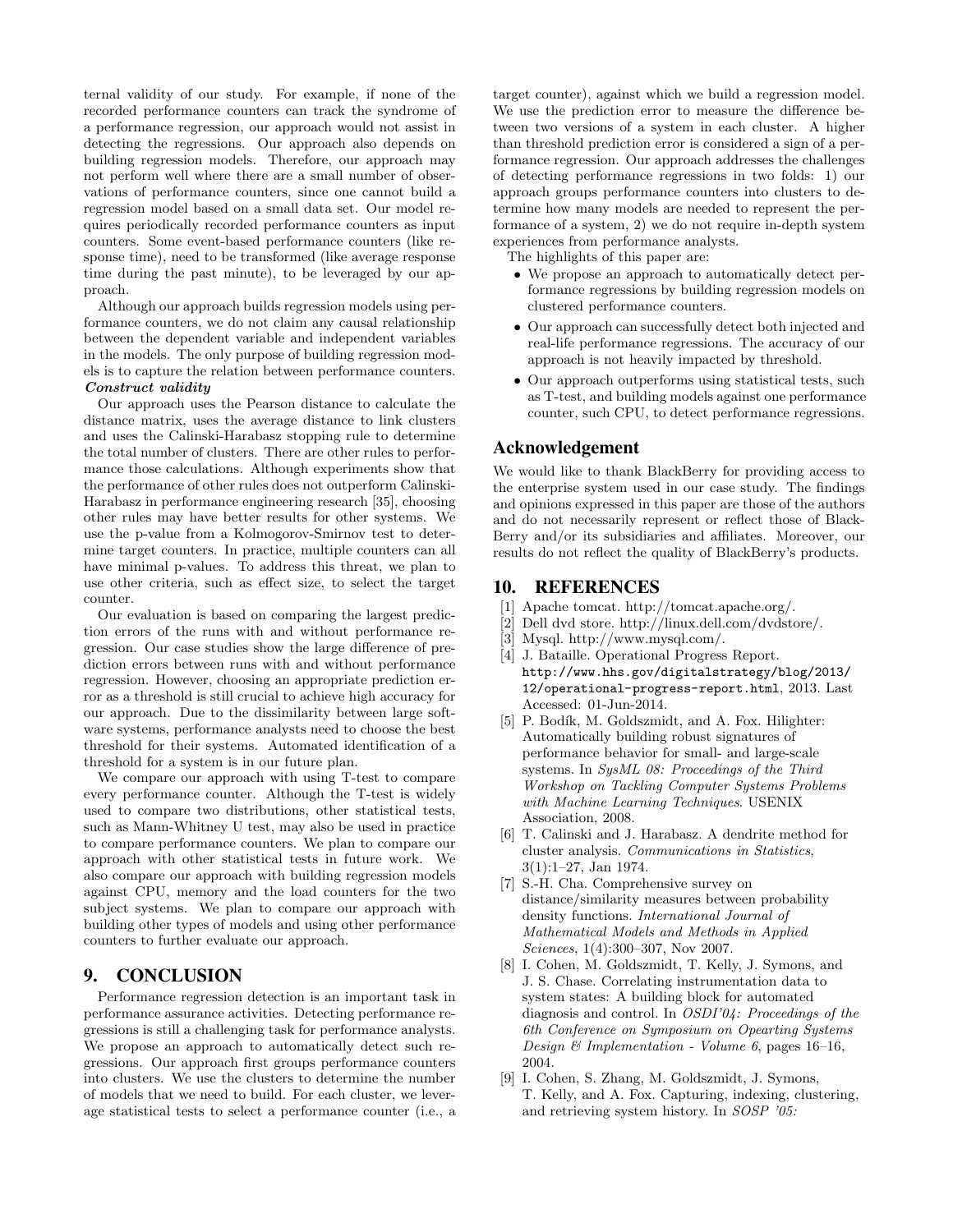ternal validity of our study. For example, if none of the recorded performance counters can track the syndrome of a performance regression, our approach would not assist in detecting the regressions. Our approach also depends on building regression models. Therefore, our approach may not perform well where there are a small number of observations of performance counters, since one cannot build a regression model based on a small data set. Our model requires periodically recorded performance counters as input counters. Some event-based performance counters (like response time), need to be transformed (like average response time during the past minute), to be leveraged by our approach.

Although our approach builds regression models using performance counters, we do not claim any causal relationship between the dependent variable and independent variables in the models. The only purpose of building regression models is to capture the relation between performance counters.

***Construct validity***

Our approach uses the Pearson distance to calculate the distance matrix, uses the average distance to link clusters and uses the Calinski-Harabasz stopping rule to determine the total number of clusters. There are other rules to performance those calculations. Although experiments show that the performance of other rules does not outperform Calinski-Harabasz in performance engineering research [35], choosing other rules may have better results for other systems. We use the p-value from a Kolmogorov-Smirnov test to determine target counters. In practice, multiple counters can all have minimal p-values. To address this threat, we plan to use other criteria, such as effect size, to select the target counter.

Our evaluation is based on comparing the largest prediction errors of the runs with and without performance regression. Our case studies show the large difference of prediction errors between runs with and without performance regression. However, choosing an appropriate prediction error as a threshold is still crucial to achieve high accuracy for our approach. Due to the dissimilarity between large software systems, performance analysts need to choose the best threshold for their systems. Automated identification of a threshold for a system is in our future plan.

We compare our approach with using T-test to compare every performance counter. Although the T-test is widely used to compare two distributions, other statistical tests, such as Mann-Whitney U test, may also be used in practice to compare performance counters. We plan to compare our approach with other statistical tests in future work. We also compare our approach with building regression models against CPU, memory and the load counters for the two subject systems. We plan to compare our approach with building other types of models and using other performance counters to further evaluate our approach.

## 9. CONCLUSION

Performance regression detection is an important task in performance assurance activities. Detecting performance regressions is still a challenging task for performance analysts. We propose an approach to automatically detect such regressions. Our approach first groups performance counters into clusters. We use the clusters to determine the number of models that we need to build. For each cluster, we leverage statistical tests to select a performance counter (i.e., a target counter), against which we build a regression model. We use the prediction error to measure the difference between two versions of a system in each cluster. A higher than threshold prediction error is considered a sign of a performance regression. Our approach addresses the challenges of detecting performance regressions in two folds: 1) our approach groups performance counters into clusters to determine how many models are needed to represent the performance of a system, 2) we do not require in-depth system experiences from performance analysts.

The highlights of this paper are:

- We propose an approach to automatically detect performance regressions by building regression models on clustered performance counters.
- Our approach can successfully detect both injected and real-life performance regressions. The accuracy of our approach is not heavily impacted by threshold.
- Our approach outperforms using statistical tests, such as T-test, and building models against one performance counter, such CPU, to detect performance regressions.

## Acknowledgement

We would like to thank BlackBerry for providing access to the enterprise system used in our case study. The findings and opinions expressed in this paper are those of the authors and do not necessarily represent or reflect those of BlackBerry and/or its subsidiaries and affiliates. Moreover, our results do not reflect the quality of BlackBerry's products.

## 10. REFERENCES

[1] Apache tomcat. http://tomcat.apache.org/.

[2] Dell dvd store. http://linux.dell.com/dvdstore/.

[3] Mysql. http://www.mysql.com/.

[4] J. Bataille. Operational Progress Report. http://www.hhs.gov/digitalstrategy/blog/2013/12/operational-progress-report.html, 2013. Last Accessed: 01-Jun-2014.

[5] P. Bodík, M. Goldszmidt, and A. Fox. Hilighter: Automatically building robust signatures of performance behavior for small- and large-scale systems. In *SysML 08: Proceedings of the Third Workshop on Tackling Computer Systems Problems with Machine Learning Techniques*. USENIX Association, 2008.

[6] T. Calinski and J. Harabasz. A dendrite method for cluster analysis. *Communications in Statistics*, 3(1):1–27, Jan 1974.

[7] S.-H. Cha. Comprehensive survey on distance/similarity measures between probability density functions. *International Journal of Mathematical Models and Methods in Applied Sciences*, 1(4):300–307, Nov 2007.

[8] I. Cohen, M. Goldszmidt, T. Kelly, J. Symons, and J. S. Chase. Correlating instrumentation data to system states: A building block for automated diagnosis and control. In *OSDI'04: Proceedings of the 6th Conference on Symposium on Opearting Systems Design & Implementation - Volume 6*, pages 16–16, 2004.

[9] I. Cohen, S. Zhang, M. Goldszmidt, J. Symons, T. Kelly, and A. Fox. Capturing, indexing, clustering, and retrieving system history. In *SOSP '05:*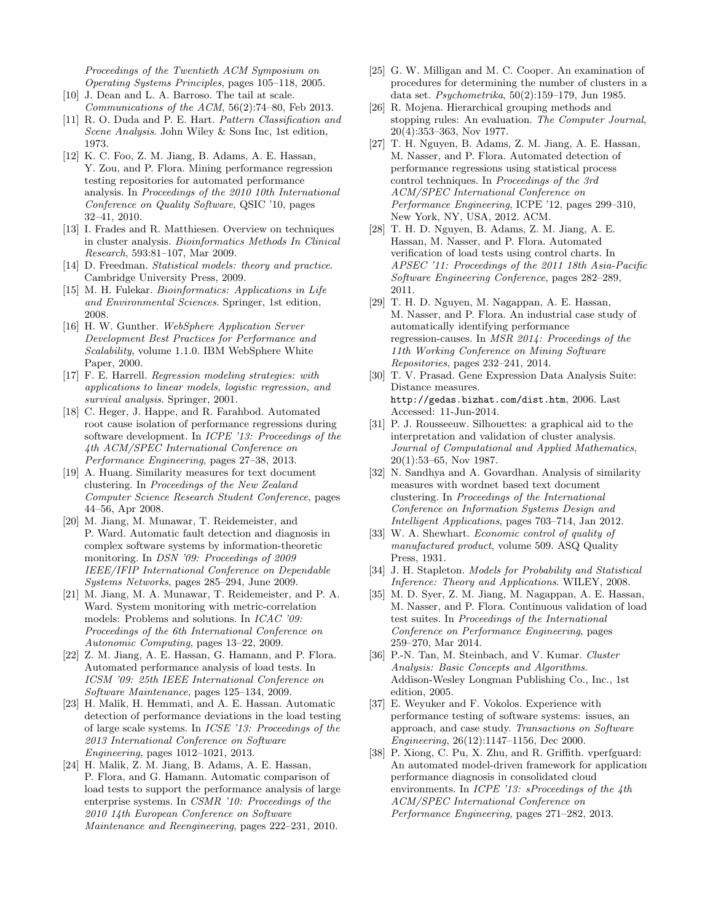Proceedings of the Twentieth ACM Symposium on Operating Systems Principles*, pages 105–118, 2005.

[10] J. Dean and L. A. Barroso. The tail at scale. *Communications of the ACM*, 56(2):74–80, Feb 2013.

[11] R. O. Duda and P. E. Hart. *Pattern Classification and Scene Analysis*. John Wiley & Sons Inc, 1st edition, 1973.

[12] K. C. Foo, Z. M. Jiang, B. Adams, A. E. Hassan, Y. Zou, and P. Flora. Mining performance regression testing repositories for automated performance analysis. In *Proceedings of the 2010 10th International Conference on Quality Software*, QSIC '10, pages 32–41, 2010.

[13] I. Frades and R. Matthiesen. Overview on techniques in cluster analysis. *Bioinformatics Methods In Clinical Research*, 593:81–107, Mar 2009.

[14] D. Freedman. *Statistical models: theory and practice*. Cambridge University Press, 2009.

[15] M. H. Fulekar. *Bioinformatics: Applications in Life and Environmental Sciences*. Springer, 1st edition, 2008.

[16] H. W. Gunther. *WebSphere Application Server Development Best Practices for Performance and Scalability*, volume 1.1.0. IBM WebSphere White Paper, 2000.

[17] F. E. Harrell. *Regression modeling strategies: with applications to linear models, logistic regression, and survival analysis*. Springer, 2001.

[18] C. Heger, J. Happe, and R. Farahbod. Automated root cause isolation of performance regressions during software development. In *ICPE '13: Proceedings of the 4th ACM/SPEC International Conference on Performance Engineering*, pages 27–38, 2013.

[19] A. Huang. Similarity measures for text document clustering. In *Proceedings of the New Zealand Computer Science Research Student Conference*, pages 44–56, Apr 2008.

[20] M. Jiang, M. Munawar, T. Reidemeister, and P. Ward. Automatic fault detection and diagnosis in complex software systems by information-theoretic monitoring. In *DSN '09: Proceedings of 2009 IEEE/IFIP International Conference on Dependable Systems Networks*, pages 285–294, June 2009.

[21] M. Jiang, M. A. Munawar, T. Reidemeister, and P. A. Ward. System monitoring with metric-correlation models: Problems and solutions. In *ICAC '09: Proceedings of the 6th International Conference on Autonomic Computing*, pages 13–22, 2009.

[22] Z. M. Jiang, A. E. Hassan, G. Hamann, and P. Flora. Automated performance analysis of load tests. In *ICSM '09: 25th IEEE International Conference on Software Maintenance*, pages 125–134, 2009.

[23] H. Malik, H. Hemmati, and A. E. Hassan. Automatic detection of performance deviations in the load testing of large scale systems. In *ICSE '13: Proceedings of the 2013 International Conference on Software Engineering*, pages 1012–1021, 2013.

[24] H. Malik, Z. M. Jiang, B. Adams, A. E. Hassan, P. Flora, and G. Hamann. Automatic comparison of load tests to support the performance analysis of large enterprise systems. In *CSMR '10: Proceedings of the 2010 14th European Conference on Software Maintenance and Reengineering*, pages 222–231, 2010.

[25] G. W. Milligan and M. C. Cooper. An examination of procedures for determining the number of clusters in a data set. *Psychometrika*, 50(2):159–179, Jun 1985.

[26] R. Mojena. Hierarchical grouping methods and stopping rules: An evaluation. *The Computer Journal*, 20(4):353–363, Nov 1977.

[27] T. H. Nguyen, B. Adams, Z. M. Jiang, A. E. Hassan, M. Nasser, and P. Flora. Automated detection of performance regressions using statistical process control techniques. In *Proceedings of the 3rd ACM/SPEC International Conference on Performance Engineering*, ICPE '12, pages 299–310, New York, NY, USA, 2012. ACM.

[28] T. H. D. Nguyen, B. Adams, Z. M. Jiang, A. E. Hassan, M. Nasser, and P. Flora. Automated verification of load tests using control charts. In *APSEC '11: Proceedings of the 2011 18th Asia-Pacific Software Engineering Conference*, pages 282–289, 2011.

[29] T. H. D. Nguyen, M. Nagappan, A. E. Hassan, M. Nasser, and P. Flora. An industrial case study of automatically identifying performance regression-causes. In *MSR 2014: Proceedings of the 11th Working Conference on Mining Software Repositories*, pages 232–241, 2014.

[30] T. V. Prasad. Gene Expression Data Analysis Suite: Distance measures. http://gedas.bizhat.com/dist.htm, 2006. Last Accessed: 11-Jun-2014.

[31] P. J. Rousseeuw. Silhouettes: a graphical aid to the interpretation and validation of cluster analysis. *Journal of Computational and Applied Mathematics*, 20(1):53–65, Nov 1987.

[32] N. Sandhya and A. Govardhan. Analysis of similarity measures with wordnet based text document clustering. In *Proceedings of the International Conference on Information Systems Design and Intelligent Applications*, pages 703–714, Jan 2012.

[33] W. A. Shewhart. *Economic control of quality of manufactured product*, volume 509. ASQ Quality Press, 1931.

[34] J. H. Stapleton. *Models for Probability and Statistical Inference: Theory and Applications*. WILEY, 2008.

[35] M. D. Syer, Z. M. Jiang, M. Nagappan, A. E. Hassan, M. Nasser, and P. Flora. Continuous validation of load test suites. In *Proceedings of the International Conference on Performance Engineering*, pages 259–270, Mar 2014.

[36] P.-N. Tan, M. Steinbach, and V. Kumar. *Cluster Analysis: Basic Concepts and Algorithms*. Addison-Wesley Longman Publishing Co., Inc., 1st edition, 2005.

[37] E. Weyuker and F. Vokolos. Experience with performance testing of software systems: issues, an approach, and case study. *Transactions on Software Engineering*, 26(12):1147–1156, Dec 2000.

[38] P. Xiong, C. Pu, X. Zhu, and R. Griffith. vperfguard: An automated model-driven framework for application performance diagnosis in consolidated cloud environments. In *ICPE '13: sProceedings of the 4th ACM/SPEC International Conference on Performance Engineering*, pages 271–282, 2013.